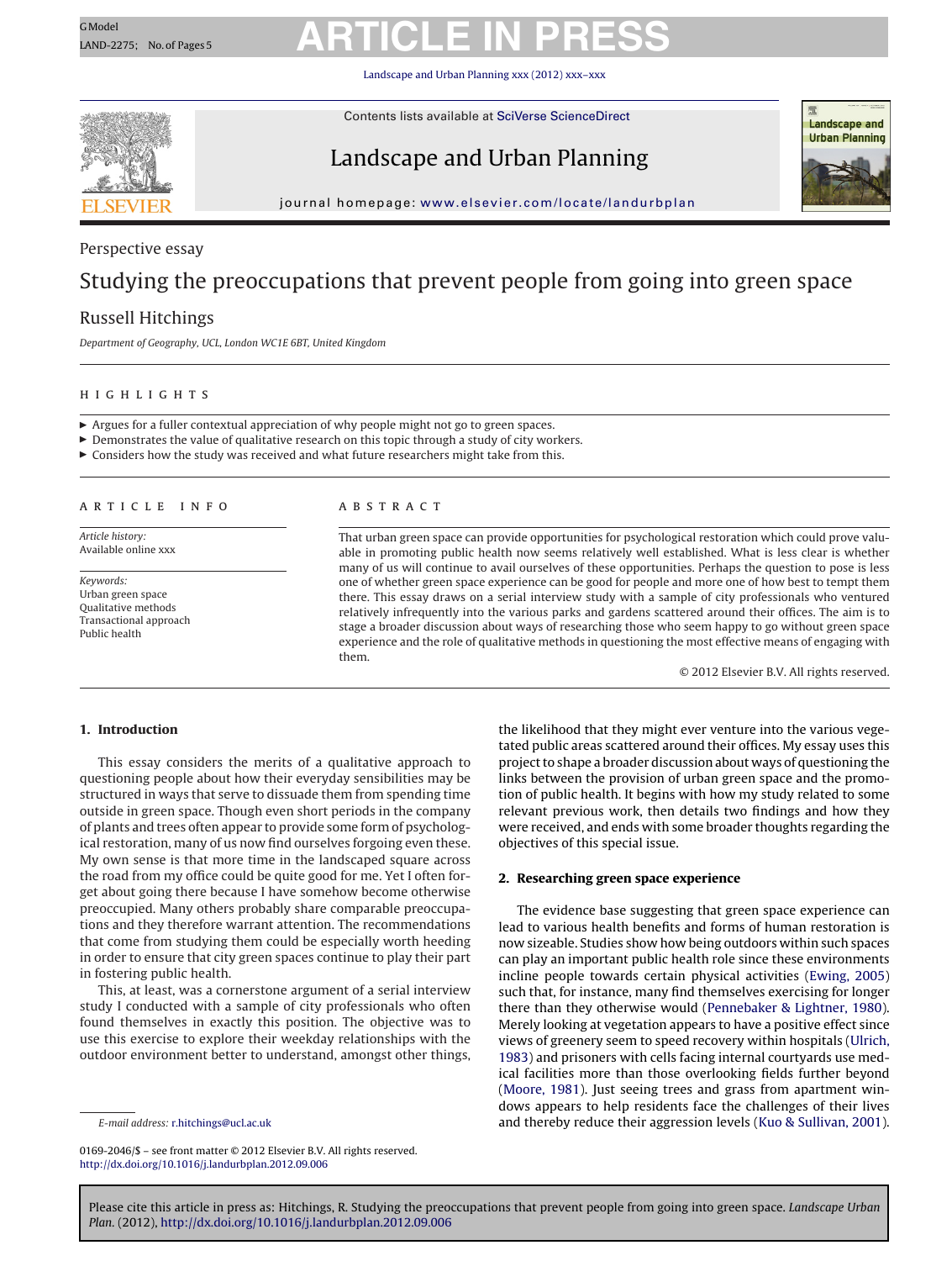Perspective essay

# Studying the preoccupations that prevent people from going into green space

Russell Hitchings

*Department of Geography, UCL, London WC1E 6BT, United Kingdom*

## HIGHLIGHTS

- ► Argues for a fuller contextual appreciation of why people might not go to green spaces.
- ► Demonstrates the value of qualitative research on this topic through a study of city workers.
- ► Considers how the study was received and what future researchers might take from this.

## ARTICLE INFO

*Article history:*
Available online xxx

*Keywords:*
Urban green space
Qualitative methods
Transactional approach
Public health

## ABSTRACT

That urban green space can provide opportunities for psychological restoration which could prove valuable in promoting public health now seems relatively well established. What is less clear is whether many of us will continue to avail ourselves of these opportunities. Perhaps the question to pose is less one of whether green space experience can be good for people and more one of how best to tempt them there. This essay draws on a serial interview study with a sample of city professionals who ventured relatively infrequently into the various parks and gardens scattered around their offices. The aim is to stage a broader discussion about ways of researching those who seem happy to go without green space experience and the role of qualitative methods in questioning the most effective means of engaging with them.

© 2012 Elsevier B.V. All rights reserved.

## 1. Introduction

This essay considers the merits of a qualitative approach to questioning people about how their everyday sensibilities may be structured in ways that serve to dissuade them from spending time outside in green space. Though even short periods in the company of plants and trees often appear to provide some form of psychological restoration, many of us now find ourselves forgoing even these. My own sense is that more time in the landscaped square across the road from my office could be quite good for me. Yet I often forget about going there because I have somehow become otherwise preoccupied. Many others probably share comparable preoccupations and they therefore warrant attention. The recommendations that come from studying them could be especially worth heeding in order to ensure that city green spaces continue to play their part in fostering public health.

This, at least, was a cornerstone argument of a serial interview study I conducted with a sample of city professionals who often found themselves in exactly this position. The objective was to use this exercise to explore their weekday relationships with the outdoor environment better to understand, amongst other things, the likelihood that they might ever venture into the various vegetated public areas scattered around their offices. My essay uses this project to shape a broader discussion about ways of questioning the links between the provision of urban green space and the promotion of public health. It begins with how my study related to some relevant previous work, then details two findings and how they were received, and ends with some broader thoughts regarding the objectives of this special issue.

## 2. Researching green space experience

The evidence base suggesting that green space experience can lead to various health benefits and forms of human restoration is now sizeable. Studies show how being outdoors within such spaces can play an important public health role since these environments incline people towards certain physical activities (Ewing, 2005) such that, for instance, many find themselves exercising for longer there than they otherwise would (Pennebaker & Lightner, 1980). Merely looking at vegetation appears to have a positive effect since views of greenery seem to speed recovery within hospitals (Ulrich, 1983) and prisoners with cells facing internal courtyards use medical facilities more than those overlooking fields further beyond (Moore, 1981). Just seeing trees and grass from apartment windows appears to help residents face the challenges of their lives and thereby reduce their aggression levels (Kuo & Sullivan, 2001).

*E-mail address:* r.hitchings@ucl.ac.uk

0169-2046/$ – see front matter © 2012 Elsevier B.V. All rights reserved.
http://dx.doi.org/10.1016/j.landurbplan.2012.09.006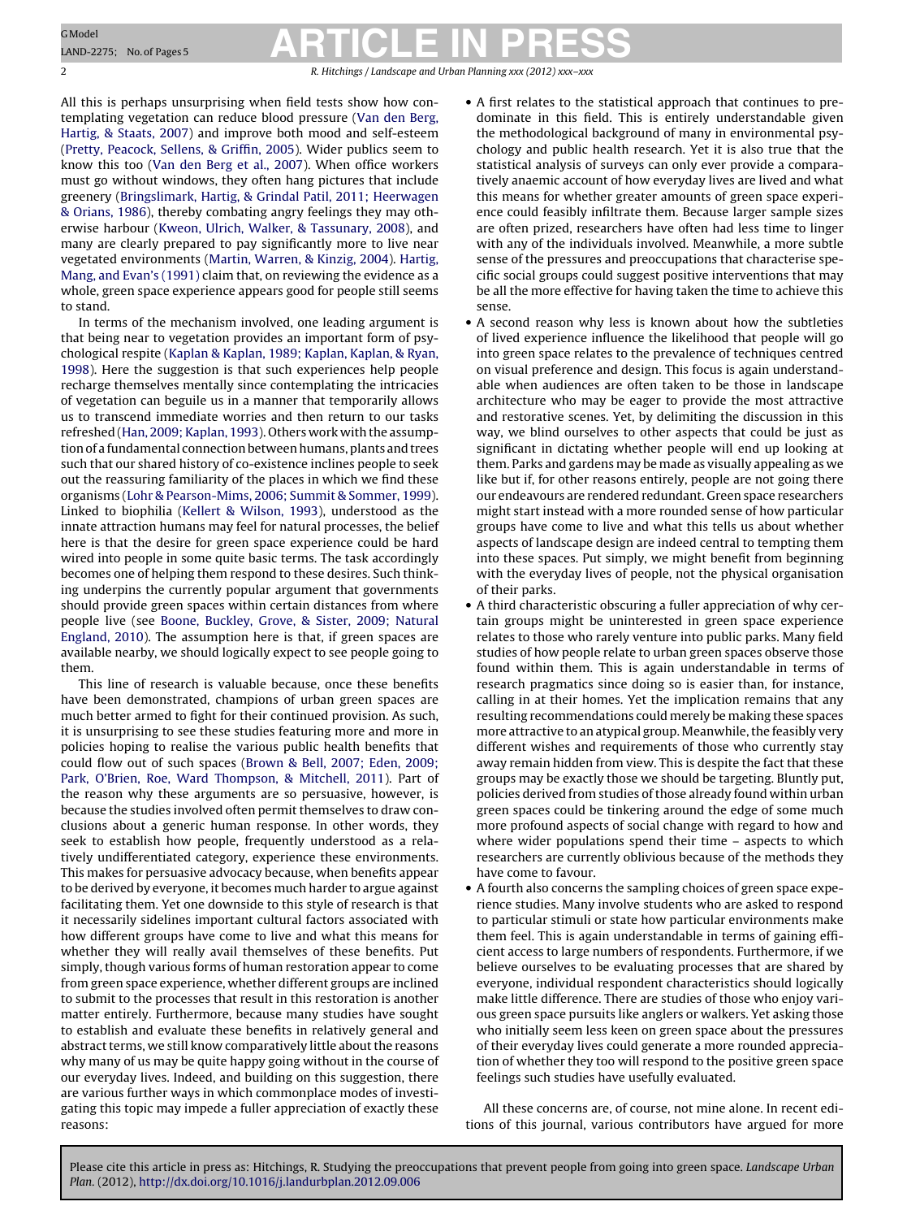All this is perhaps unsurprising when field tests show how contemplating vegetation can reduce blood pressure (Van den Berg, Hartig, & Staats, 2007) and improve both mood and self-esteem (Pretty, Peacock, Sellens, & Griffin, 2005). Wider publics seem to know this too (Van den Berg et al., 2007). When office workers must go without windows, they often hang pictures that include greenery (Bringslimark, Hartig, & Grindal Patil, 2011; Heerwagen & Orians, 1986), thereby combating angry feelings they may otherwise harbour (Kweon, Ulrich, Walker, & Tassunary, 2008), and many are clearly prepared to pay significantly more to live near vegetated environments (Martin, Warren, & Kinzig, 2004). Hartig, Mang, and Evan's (1991) claim that, on reviewing the evidence as a whole, green space experience appears good for people still seems to stand.

In terms of the mechanism involved, one leading argument is that being near to vegetation provides an important form of psychological respite (Kaplan & Kaplan, 1989; Kaplan, Kaplan, & Ryan, 1998). Here the suggestion is that such experiences help people recharge themselves mentally since contemplating the intricacies of vegetation can beguile us in a manner that temporarily allows us to transcend immediate worries and then return to our tasks refreshed (Han, 2009; Kaplan, 1993). Others work with the assumption of a fundamental connection between humans, plants and trees such that our shared history of co-existence inclines people to seek out the reassuring familiarity of the places in which we find these organisms (Lohr & Pearson-Mims, 2006; Summit & Sommer, 1999). Linked to biophilia (Kellert & Wilson, 1993), understood as the innate attraction humans may feel for natural processes, the belief here is that the desire for green space experience could be hard wired into people in some quite basic terms. The task accordingly becomes one of helping them respond to these desires. Such thinking underpins the currently popular argument that governments should provide green spaces within certain distances from where people live (see Boone, Buckley, Grove, & Sister, 2009; Natural England, 2010). The assumption here is that, if green spaces are available nearby, we should logically expect to see people going to them.

This line of research is valuable because, once these benefits have been demonstrated, champions of urban green spaces are much better armed to fight for their continued provision. As such, it is unsurprising to see these studies featuring more and more in policies hoping to realise the various public health benefits that could flow out of such spaces (Brown & Bell, 2007; Eden, 2009; Park, O'Brien, Roe, Ward Thompson, & Mitchell, 2011). Part of the reason why these arguments are so persuasive, however, is because the studies involved often permit themselves to draw conclusions about a generic human response. In other words, they seek to establish how people, frequently understood as a relatively undifferentiated category, experience these environments. This makes for persuasive advocacy because, when benefits appear to be derived by everyone, it becomes much harder to argue against facilitating them. Yet one downside to this style of research is that it necessarily sidelines important cultural factors associated with how different groups have come to live and what this means for whether they will really avail themselves of these benefits. Put simply, though various forms of human restoration appear to come from green space experience, whether different groups are inclined to submit to the processes that result in this restoration is another matter entirely. Furthermore, because many studies have sought to establish and evaluate these benefits in relatively general and abstract terms, we still know comparatively little about the reasons why many of us may be quite happy going without in the course of our everyday lives. Indeed, and building on this suggestion, there are various further ways in which commonplace modes of investigating this topic may impede a fuller appreciation of exactly these reasons:

- A first relates to the statistical approach that continues to predominate in this field. This is entirely understandable given the methodological background of many in environmental psychology and public health research. Yet it is also true that the statistical analysis of surveys can only ever provide a comparatively anaemic account of how everyday lives are lived and what this means for whether greater amounts of green space experience could feasibly infiltrate them. Because larger sample sizes are often prized, researchers have often had less time to linger with any of the individuals involved. Meanwhile, a more subtle sense of the pressures and preoccupations that characterise specific social groups could suggest positive interventions that may be all the more effective for having taken the time to achieve this sense.
- A second reason why less is known about how the subtleties of lived experience influence the likelihood that people will go into green space relates to the prevalence of techniques centred on visual preference and design. This focus is again understandable when audiences are often taken to be those in landscape architecture who may be eager to provide the most attractive and restorative scenes. Yet, by delimiting the discussion in this way, we blind ourselves to other aspects that could be just as significant in dictating whether people will end up looking at them. Parks and gardens may be made as visually appealing as we like but if, for other reasons entirely, people are not going there our endeavours are rendered redundant. Green space researchers might start instead with a more rounded sense of how particular groups have come to live and what this tells us about whether aspects of landscape design are indeed central to tempting them into these spaces. Put simply, we might benefit from beginning with the everyday lives of people, not the physical organisation of their parks.
- A third characteristic obscuring a fuller appreciation of why certain groups might be uninterested in green space experience relates to those who rarely venture into public parks. Many field studies of how people relate to urban green spaces observe those found within them. This is again understandable in terms of research pragmatics since doing so is easier than, for instance, calling in at their homes. Yet the implication remains that any resulting recommendations could merely be making these spaces more attractive to an atypical group. Meanwhile, the feasibly very different wishes and requirements of those who currently stay away remain hidden from view. This is despite the fact that these groups may be exactly those we should be targeting. Bluntly put, policies derived from studies of those already found within urban green spaces could be tinkering around the edge of some much more profound aspects of social change with regard to how and where wider populations spend their time – aspects to which researchers are currently oblivious because of the methods they have come to favour.
- A fourth also concerns the sampling choices of green space experience studies. Many involve students who are asked to respond to particular stimuli or state how particular environments make them feel. This is again understandable in terms of gaining efficient access to large numbers of respondents. Furthermore, if we believe ourselves to be evaluating processes that are shared by everyone, individual respondent characteristics should logically make little difference. There are studies of those who enjoy various green space pursuits like anglers or walkers. Yet asking those who initially seem less keen on green space about the pressures of their everyday lives could generate a more rounded appreciation of whether they too will respond to the positive green space feelings such studies have usefully evaluated.

All these concerns are, of course, not mine alone. In recent editions of this journal, various contributors have argued for more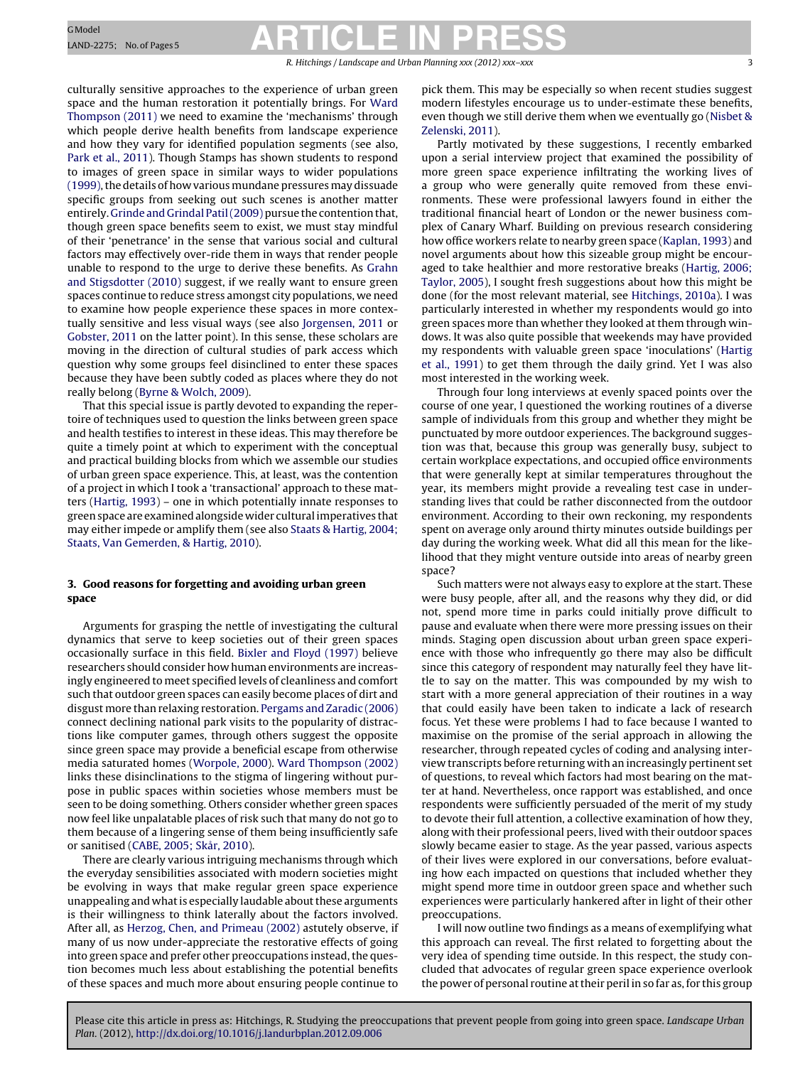culturally sensitive approaches to the experience of urban green space and the human restoration it potentially brings. For Ward Thompson (2011) we need to examine the 'mechanisms' through which people derive health benefits from landscape experience and how they vary for identified population groups (see also, Park et al., 2011). Though Stamps has shown students to respond to images of green space in similar ways to wider populations (1999), the details of how various mundane pressures may dissuade specific groups from seeking out such scenes is another matter entirely. Grinde and Grindal Patil (2009) pursue the contention that, though green space benefits seem to exist, we must stay mindful of their 'penetrance' in the sense that various social and cultural factors may effectively over-ride them in ways that render people unable to respond to the urge to derive these benefits. As Grahn and Stigsdotter (2010) suggest, if we really want to ensure green spaces continue to reduce stress amongst city populations, we need to examine how people experience these spaces in more contextually sensitive and less visual ways (see also Jorgensen, 2011 or Gobster, 2011 on the latter point). In this sense, these scholars are moving in the direction of cultural studies of park access which question why some groups feel disinclined to enter these spaces because they have been subtly coded as places where they do not really belong (Byrne & Wolch, 2009).

That this special issue is partly devoted to expanding the repertoire of techniques used to question the links between green space and health testifies to interest in these ideas. This may therefore be quite a timely point at which to experiment with the conceptual and practical building blocks from which we assemble our studies of urban green space experience. This, at least, was the contention of a project in which I took a 'transactional' approach to these matters (Hartig, 1993) – one in which potentially innate responses to green space are examined alongside wider cultural imperatives that may either impede or amplify them (see also Staats & Hartig, 2004; Staats, Van Gemerden, & Hartig, 2010).

## 3. Good reasons for forgetting and avoiding urban green space

Arguments for grasping the nettle of investigating the cultural dynamics that serve to keep societies out of their green spaces occasionally surface in this field. Bixler and Floyd (1997) believe researchers should consider how human environments are increasingly engineered to meet specified levels of cleanliness and comfort such that outdoor green spaces can easily become places of dirt and disgust more than relaxing restoration. Pergams and Zaradic (2006) connect declining national park visits to the popularity of distractions like computer games, through others suggest the opposite since green space may provide a beneficial escape from otherwise media saturated homes (Worpole, 2000). Ward Thompson (2002) links these disinclinations to the stigma of lingering without purpose in public spaces within societies whose members must be seen to be doing something. Others consider whether green spaces now feel like unpalatable places of risk such that many do not go to them because of a lingering sense of them being insufficiently safe or sanitised (CABE, 2005; Skår, 2010).

There are clearly various intriguing mechanisms through which the everyday sensibilities associated with modern societies might be evolving in ways that make regular green space experience unappealing and what is especially laudable about these arguments is their willingness to think laterally about the factors involved. After all, as Herzog, Chen, and Primeau (2002) astutely observe, if many of us now under-appreciate the restorative effects of going into green space and prefer other preoccupations instead, the question becomes much less about establishing the potential benefits of these spaces and much more about ensuring people continue to pick them. This may be especially so when recent studies suggest modern lifestyles encourage us to under-estimate these benefits, even though we still derive them when we eventually go (Nisbet & Zelenski, 2011).

Partly motivated by these suggestions, I recently embarked upon a serial interview project that examined the possibility of more green space experience infiltrating the working lives of a group who were generally quite removed from these environments. These were professional lawyers found in either the traditional financial heart of London or the newer business complex of Canary Wharf. Building on previous research considering how office workers relate to nearby green space (Kaplan, 1993) and novel arguments about how this sizeable group might be encouraged to take healthier and more restorative breaks (Hartig, 2006; Taylor, 2005), I sought fresh suggestions about how this might be done (for the most relevant material, see Hitchings, 2010a). I was particularly interested in whether my respondents would go into green spaces more than whether they looked at them through windows. It was also quite possible that weekends may have provided my respondents with valuable green space 'inoculations' (Hartig et al., 1991) to get them through the daily grind. Yet I was also most interested in the working week.

Through four long interviews at evenly spaced points over the course of one year, I questioned the working routines of a diverse sample of individuals from this group and whether they might be punctuated by more outdoor experiences. The background suggestion was that, because this group was generally busy, subject to certain workplace expectations, and occupied office environments that were generally kept at similar temperatures throughout the year, its members might provide a revealing test case in understanding lives that could be rather disconnected from the outdoor environment. According to their own reckoning, my respondents spent on average only around thirty minutes outside buildings per day during the working week. What did all this mean for the likelihood that they might venture outside into areas of nearby green space?

Such matters were not always easy to explore at the start. These were busy people, after all, and the reasons why they did, or did not, spend more time in parks could initially prove difficult to pause and evaluate when there were more pressing issues on their minds. Staging open discussion about urban green space experience with those who infrequently go there may also be difficult since this category of respondent may naturally feel they have little to say on the matter. This was compounded by my wish to start with a more general appreciation of their routines in a way that could easily have been taken to indicate a lack of research focus. Yet these were problems I had to face because I wanted to maximise on the promise of the serial approach in allowing the researcher, through repeated cycles of coding and analysing interview transcripts before returning with an increasingly pertinent set of questions, to reveal which factors had most bearing on the matter at hand. Nevertheless, once rapport was established, and once respondents were sufficiently persuaded of the merit of my study to devote their full attention, a collective examination of how they, along with their professional peers, lived with their outdoor spaces slowly became easier to stage. As the year passed, various aspects of their lives were explored in our conversations, before evaluating how each impacted on questions that included whether they might spend more time in outdoor green space and whether such experiences were particularly hankered after in light of their other preoccupations.

I will now outline two findings as a means of exemplifying what this approach can reveal. The first related to forgetting about the very idea of spending time outside. In this respect, the study concluded that advocates of regular green space experience overlook the power of personal routine at their peril in so far as, for this group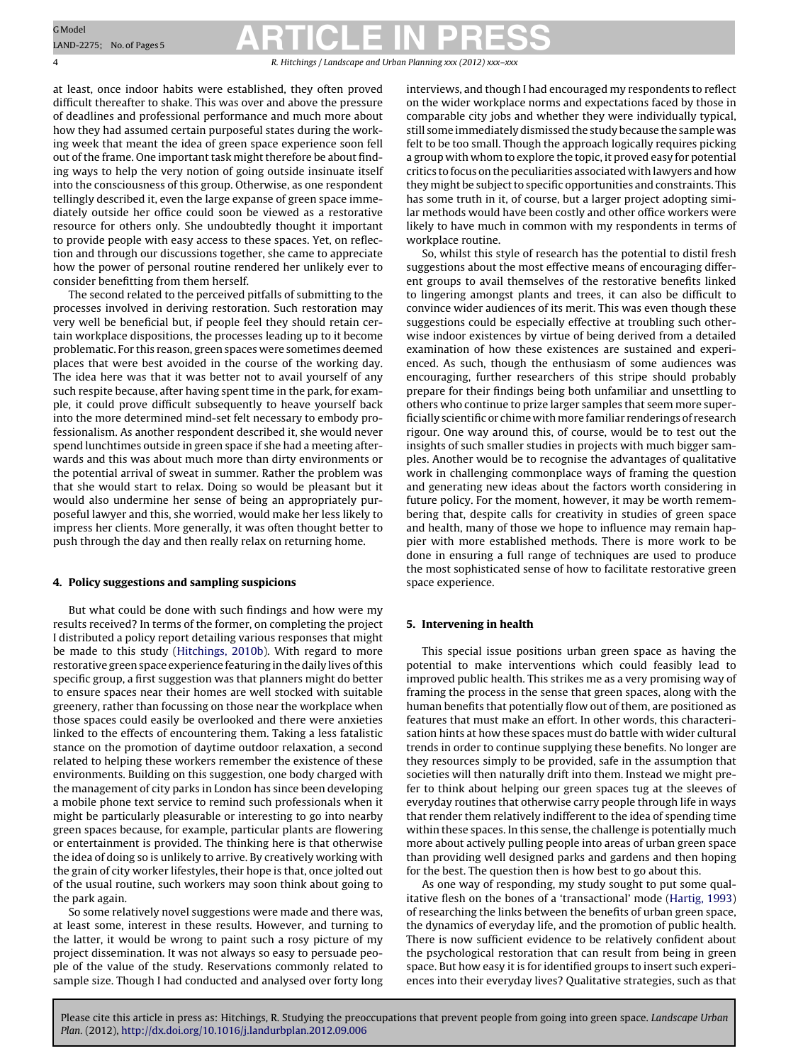at least, once indoor habits were established, they often proved difficult thereafter to shake. This was over and above the pressure of deadlines and professional performance and much more about how they had assumed certain purposeful states during the working week that meant the idea of green space experience soon fell out of the frame. One important task might therefore be about finding ways to help the very notion of going outside insinuate itself into the consciousness of this group. Otherwise, as one respondent tellingly described it, even the large expanse of green space immediately outside her office could soon be viewed as a restorative resource for others only. She undoubtedly thought it important to provide people with easy access to these spaces. Yet, on reflection and through our discussions together, she came to appreciate how the power of personal routine rendered her unlikely ever to consider benefitting from them herself.

The second related to the perceived pitfalls of submitting to the processes involved in deriving restoration. Such restoration may very well be beneficial but, if people feel they should retain certain workplace dispositions, the processes leading up to it become problematic. For this reason, green spaces were sometimes deemed places that were best avoided in the course of the working day. The idea here was that it was better not to avail yourself of any such respite because, after having spent time in the park, for example, it could prove difficult subsequently to heave yourself back into the more determined mind-set felt necessary to embody professionalism. As another respondent described it, she would never spend lunchtimes outside in green space if she had a meeting afterwards and this was about much more than dirty environments or the potential arrival of sweat in summer. Rather the problem was that she would start to relax. Doing so would be pleasant but it would also undermine her sense of being an appropriately purposeful lawyer and this, she worried, would make her less likely to impress her clients. More generally, it was often thought better to push through the day and then really relax on returning home.

## 4. Policy suggestions and sampling suspicions

But what could be done with such findings and how were my results received? In terms of the former, on completing the project I distributed a policy report detailing various responses that might be made to this study (Hitchings, 2010b). With regard to more restorative green space experience featuring in the daily lives of this specific group, a first suggestion was that planners might do better to ensure spaces near their homes are well stocked with suitable greenery, rather than focussing on those near the workplace when those spaces could easily be overlooked and there were anxieties linked to the effects of encountering them. Taking a less fatalistic stance on the promotion of daytime outdoor relaxation, a second related to helping these workers remember the existence of these environments. Building on this suggestion, one body charged with the management of city parks in London has since been developing a mobile phone text service to remind such professionals when it might be particularly pleasurable or interesting to go into nearby green spaces because, for example, particular plants are flowering or entertainment is provided. The thinking here is that otherwise the idea of doing so is unlikely to arrive. By creatively working with the grain of city worker lifestyles, their hope is that, once jolted out of the usual routine, such workers may soon think about going to the park again.

So some relatively novel suggestions were made and there was, at least some, interest in these results. However, and turning to the latter, it would be wrong to paint such a rosy picture of my project dissemination. It was not always so easy to persuade people of the value of the study. Reservations commonly related to sample size. Though I had conducted and analysed over forty long interviews, and though I had encouraged my respondents to reflect on the wider workplace norms and expectations faced by those in comparable city jobs and whether they were individually typical, still some immediately dismissed the study because the sample was felt to be too small. Though the approach logically requires picking a group with whom to explore the topic, it proved easy for potential critics to focus on the peculiarities associated with lawyers and how they might be subject to specific opportunities and constraints. This has some truth in it, of course, but a larger project adopting similar methods would have been costly and other office workers were likely to have much in common with my respondents in terms of workplace routine.

So, whilst this style of research has the potential to distil fresh suggestions about the most effective means of encouraging different groups to avail themselves of the restorative benefits linked to lingering amongst plants and trees, it can also be difficult to convince wider audiences of its merit. This was even though these suggestions could be especially effective at troubling such otherwise indoor existences by virtue of being derived from a detailed examination of how these existences are sustained and experienced. As such, though the enthusiasm of some audiences was encouraging, further researchers of this stripe should probably prepare for their findings being both unfamiliar and unsettling to others who continue to prize larger samples that seem more superficially scientific or chime with more familiar renderings of research rigour. One way around this, of course, would be to test out the insights of such smaller studies in projects with much bigger samples. Another would be to recognise the advantages of qualitative work in challenging commonplace ways of framing the question and generating new ideas about the factors worth considering in future policy. For the moment, however, it may be worth remembering that, despite calls for creativity in studies of green space and health, many of those we hope to influence may remain happier with more established methods. There is more work to be done in ensuring a full range of techniques are used to produce the most sophisticated sense of how to facilitate restorative green space experience.

## 5. Intervening in health

This special issue positions urban green space as having the potential to make interventions which could feasibly lead to improved public health. This strikes me as a very promising way of framing the process in the sense that green spaces, along with the human benefits that potentially flow out of them, are positioned as features that must make an effort. In other words, this characterisation hints at how these spaces must do battle with wider cultural trends in order to continue supplying these benefits. No longer are they resources simply to be provided, safe in the assumption that societies will then naturally drift into them. Instead we might prefer to think about helping our green spaces tug at the sleeves of everyday routines that otherwise carry people through life in ways that render them relatively indifferent to the idea of spending time within these spaces. In this sense, the challenge is potentially much more about actively pulling people into areas of urban green space than providing well designed parks and gardens and then hoping for the best. The question then is how best to go about this.

As one way of responding, my study sought to put some qualitative flesh on the bones of a 'transactional' mode (Hartig, 1993) of researching the links between the benefits of urban green space, the dynamics of everyday life, and the promotion of public health. There is now sufficient evidence to be relatively confident about the psychological restoration that can result from being in green space. But how easy it is for identified groups to insert such experiences into their everyday lives? Qualitative strategies, such as that

Please cite this article in press as: Hitchings, R. Studying the preoccupations that prevent people from going into green space. *Landscape Urban Plan.* (2012), http://dx.doi.org/10.1016/j.landurbplan.2012.09.006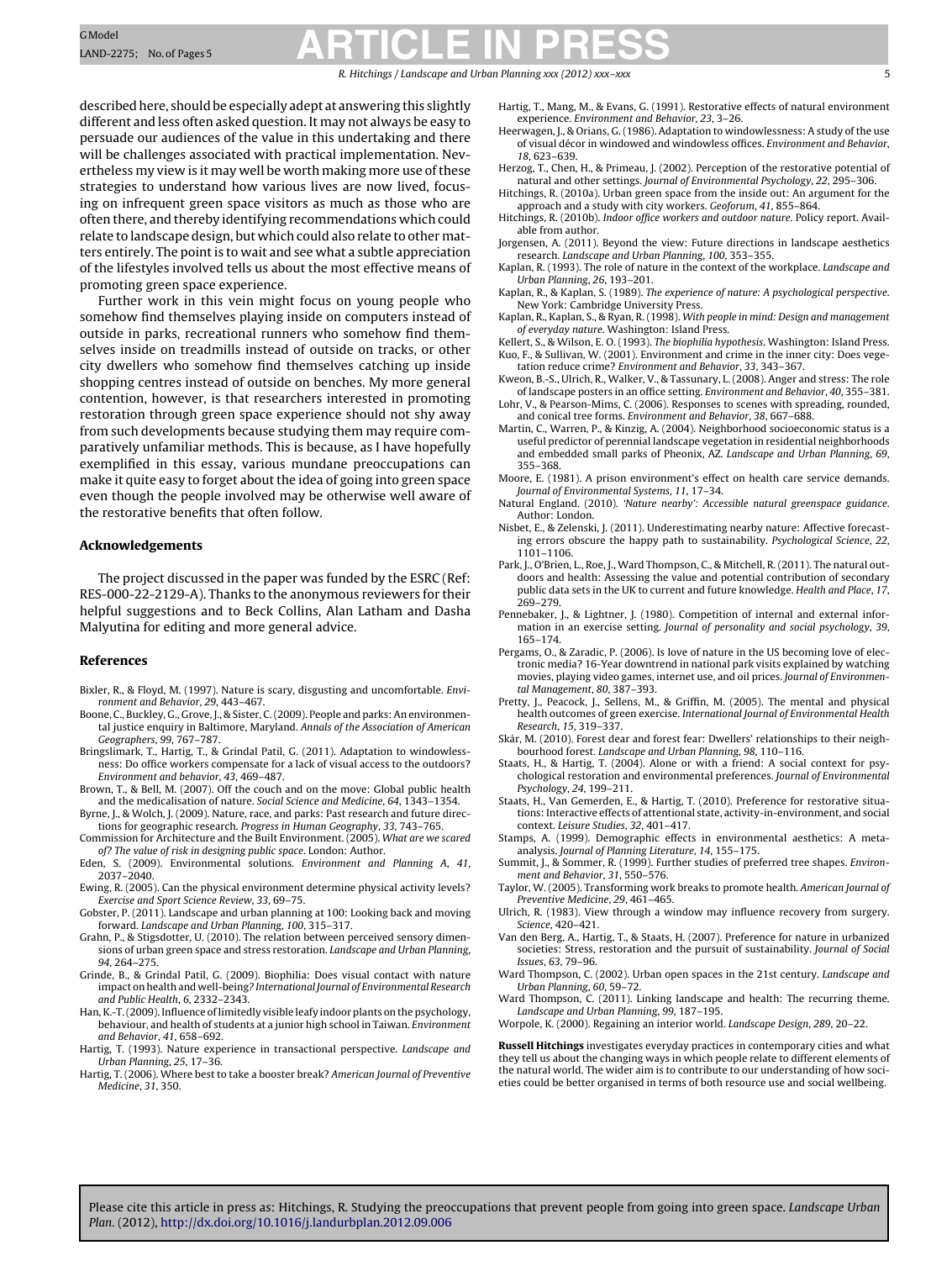described here, should be especially adept at answering this slightly different and less often asked question. It may not always be easy to persuade our audiences of the value in this undertaking and there will be challenges associated with practical implementation. Nevertheless my view is it may well be worth making more use of these strategies to understand how various lives are now lived, focusing on infrequent green space visitors as much as those who are often there, and thereby identifying recommendations which could relate to landscape design, but which could also relate to other matters entirely. The point is to wait and see what a subtle appreciation of the lifestyles involved tells us about the most effective means of promoting green space experience.

Further work in this vein might focus on young people who somehow find themselves playing inside on computers instead of outside in parks, recreational runners who somehow find themselves inside on treadmills instead of outside on tracks, or other city dwellers who somehow find themselves catching up inside shopping centres instead of outside on benches. My more general contention, however, is that researchers interested in promoting restoration through green space experience should not shy away from such developments because studying them may require comparatively unfamiliar methods. This is because, as I have hopefully exemplified in this essay, various mundane preoccupations can make it quite easy to forget about the idea of going into green space even though the people involved may be otherwise well aware of the restorative benefits that often follow.

## Acknowledgements

The project discussed in the paper was funded by the ESRC (Ref: RES-000-22-2129-A). Thanks to the anonymous reviewers for their helpful suggestions and to Beck Collins, Alan Latham and Dasha Malyutina for editing and more general advice.

## References

Bixler, R., & Floyd, M. (1997). Nature is scary, disgusting and uncomfortable. *Environment and Behavior*, *29*, 443–467.

Boone, C., Buckley, G., Grove, J., & Sister, C. (2009). People and parks: An environmental justice enquiry in Baltimore, Maryland. *Annals of the Association of American Geographers*, *99*, 767–787.

Bringslimark, T., Hartig, T., & Grindal Patil, G. (2011). Adaptation to windowlessness: Do office workers compensate for a lack of visual access to the outdoors? *Environment and behavior*, *43*, 469–487.

Brown, T., & Bell, M. (2007). Off the couch and on the move: Global public health and the medicalisation of nature. *Social Science and Medicine*, *64*, 1343–1354.

Byrne, J., & Wolch, J. (2009). Nature, race, and parks: Past research and future directions for geographic research. *Progress in Human Geography*, *33*, 743–765.

Commission for Architecture and the Built Environment. (2005). *What are we scared of? The value of risk in designing public space*. London: Author.

Eden, S. (2009). Environmental solutions. *Environment and Planning A*, *41*, 2037–2040.

Ewing, R. (2005). Can the physical environment determine physical activity levels? *Exercise and Sport Science Review*, *33*, 69–75.

Gobster, P. (2011). Landscape and urban planning at 100: Looking back and moving forward. *Landscape and Urban Planning*, *100*, 315–317.

Grahn, P., & Stigsdotter, U. (2010). The relation between perceived sensory dimensions of urban green space and stress restoration. *Landscape and Urban Planning*, *94*, 264–275.

Grinde, B., & Grindal Patil, G. (2009). Biophilia: Does visual contact with nature impact on health and well-being? *International Journal of Environmental Research and Public Health*, *6*, 2332–2343.

Han, K.-T. (2009). Influence of limitedly visible leafy indoor plants on the psychology, behaviour, and health of students at a junior high school in Taiwan. *Environment and Behavior*, *41*, 658–692.

Hartig, T. (1993). Nature experience in transactional perspective. *Landscape and Urban Planning*, *25*, 17–36.

Hartig, T. (2006). Where best to take a booster break? *American Journal of Preventive Medicine*, *31*, 350.

Hartig, T., Mang, M., & Evans, G. (1991). Restorative effects of natural environment experience. *Environment and Behavior*, *23*, 3–26.

Heerwagen, J., & Orians, G. (1986). Adaptation to windowlessness: A study of the use of visual décor in windowed and windowless offices. *Environment and Behavior*, *18*, 623–639.

Herzog, T., Chen, H., & Primeau, J. (2002). Perception of the restorative potential of natural and other settings. *Journal of Environmental Psychology*, *22*, 295–306.

Hitchings, R. (2010a). Urban green space from the inside out: An argument for the approach and a study with city workers. *Geoforum*, *41*, 855–864.

Hitchings, R. (2010b). *Indoor office workers and outdoor nature*. Policy report. Available from author.

Jorgensen, A. (2011). Beyond the view: Future directions in landscape aesthetics research. *Landscape and Urban Planning*, *100*, 353–355.

Kaplan, R. (1993). The role of nature in the context of the workplace. *Landscape and Urban Planning*, *26*, 193–201.

Kaplan, R., & Kaplan, S. (1989). *The experience of nature: A psychological perspective*. New York: Cambridge University Press.

Kaplan, R., Kaplan, S., & Ryan, R. (1998). *With people in mind: Design and management of everyday nature*. Washington: Island Press.

Kellert, S., & Wilson, E. O. (1993). *The biophilia hypothesis*. Washington: Island Press.

Kuo, F., & Sullivan, W. (2001). Environment and crime in the inner city: Does vegetation reduce crime? *Environment and Behavior*, *33*, 343–367.

Kweon, B.-S., Ulrich, R., Walker, V., & Tassunary, L. (2008). Anger and stress: The role of landscape posters in an office setting. *Environment and Behavior*, *40*, 355–381.

Lohr, V., & Pearson-Mims, C. (2006). Responses to scenes with spreading, rounded, and conical tree forms. *Environment and Behavior*, *38*, 667–688.

Martin, C., Warren, P., & Kinzig, A. (2004). Neighborhood socioeconomic status is a useful predictor of perennial landscape vegetation in residential neighborhoods and embedded small parks of Pheonix, AZ. *Landscape and Urban Planning*, *69*, 355–368.

Moore, E. (1981). A prison environment's effect on health care service demands. *Journal of Environmental Systems*, *11*, 17–34.

Natural England. (2010). *'Nature nearby': Accessible natural greenspace guidance*. Author: London.

Nisbet, E., & Zelenski, J. (2011). Underestimating nearby nature: Affective forecasting errors obscure the happy path to sustainability. *Psychological Science*, *22*, 1101–1106.

Park, J., O'Brien, L., Roe, J., Ward Thompson, C., & Mitchell, R. (2011). The natural outdoors and health: Assessing the value and potential contribution of secondary public data sets in the UK to current and future knowledge. *Health and Place*, *17*, 269–279.

Pennebaker, J., & Lightner, J. (1980). Competition of internal and external information in an exercise setting. *Journal of personality and social psychology*, *39*, 165–174.

Pergams, O., & Zaradic, P. (2006). Is love of nature in the US becoming love of electronic media? 16-Year downtrend in national park visits explained by watching movies, playing video games, internet use, and oil prices. *Journal of Environmental Management*, *80*, 387–393.

Pretty, J., Peacock, J., Sellens, M., & Griffin, M. (2005). The mental and physical health outcomes of green exercise. *International Journal of Environmental Health Research*, *15*, 319–337.

Skår, M. (2010). Forest dear and forest fear: Dwellers' relationships to their neighbourhood forest. *Landscape and Urban Planning*, *98*, 110–116.

Staats, H., & Hartig, T. (2004). Alone or with a friend: A social context for psychological restoration and environmental preferences. *Journal of Environmental Psychology*, *24*, 199–211.

Staats, H., Van Gemerden, E., & Hartig, T. (2010). Preference for restorative situations: Interactive effects of attentional state, activity-in-environment, and social context. *Leisure Studies*, *32*, 401–417.

Stamps, A. (1999). Demographic effects in environmental aesthetics: A meta-analysis. *Journal of Planning Literature*, *14*, 155–175.

Summit, J., & Sommer, R. (1999). Further studies of preferred tree shapes. *Environment and Behavior*, *31*, 550–576.

Taylor, W. (2005). Transforming work breaks to promote health. *American Journal of Preventive Medicine*, *29*, 461–465.

Ulrich, R. (1983). View through a window may influence recovery from surgery. *Science*, 420–421.

Van den Berg, A., Hartig, T., & Staats, H. (2007). Preference for nature in urbanized societies: Stress, restoration and the pursuit of sustainability. *Journal of Social Issues*, *63*, 79–96.

Ward Thompson, C. (2002). Urban open spaces in the 21st century. *Landscape and Urban Planning*, *60*, 59–72.

Ward Thompson, C. (2011). Linking landscape and health: The recurring theme. *Landscape and Urban Planning*, *99*, 187–195.

Worpole, K. (2000). Regaining an interior world. *Landscape Design*, *289*, 20–22.

**Russell Hitchings** investigates everyday practices in contemporary cities and what they tell us about the changing ways in which people relate to different elements of the natural world. The wider aim is to contribute to our understanding of how societies could be better organised in terms of both resource use and social wellbeing.